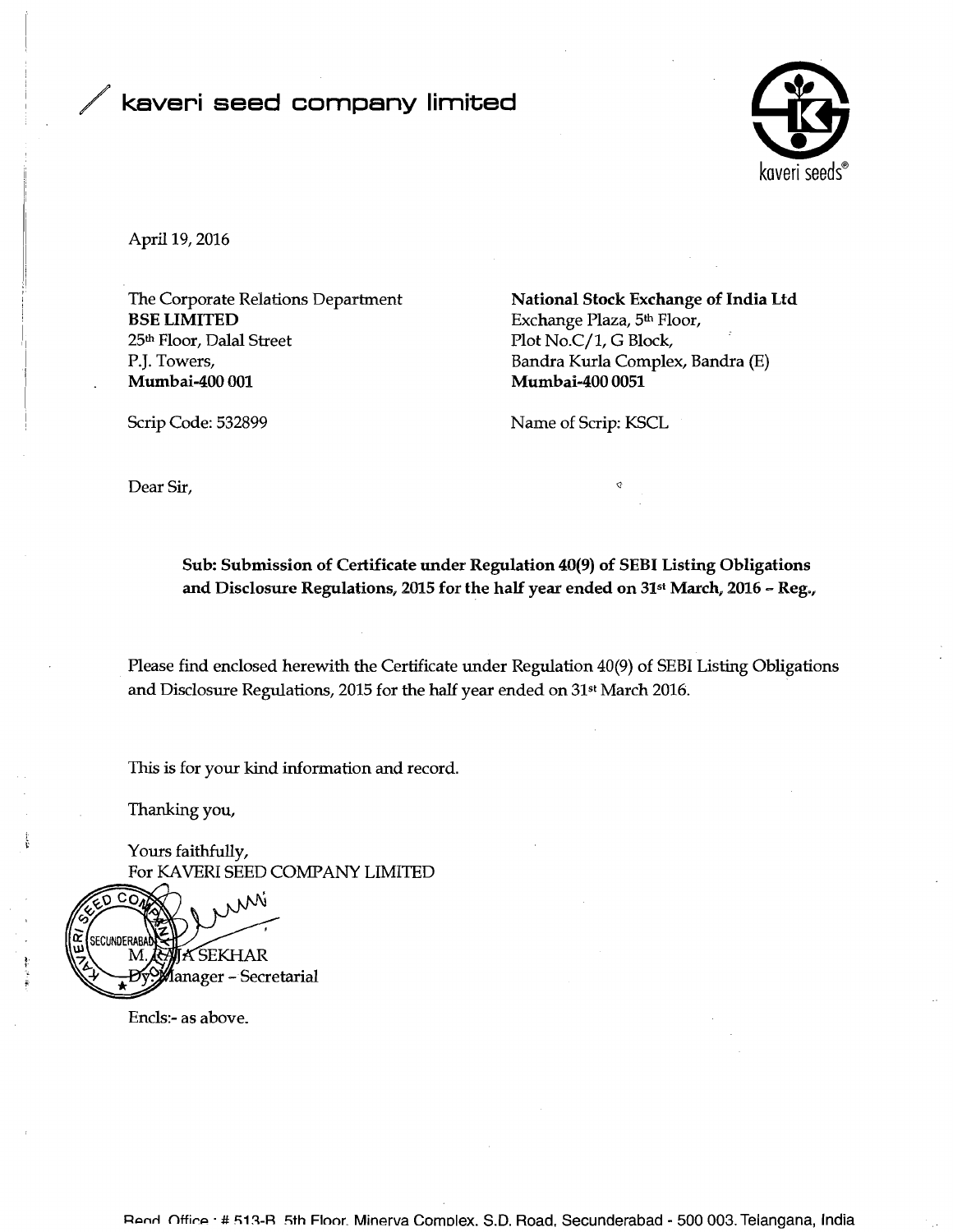# kaveri seed company limited

April 19, 2016

The Corporate Relations Department
**BSE LIMITED**
25th Floor, Dalal Street
P.J. Towers,
**Mumbai-400 001**

Scrip Code: 532899

**National Stock Exchange of India Ltd**
Exchange Plaza, 5th Floor,
Plot No.C/1, G Block,
Bandra Kurla Complex, Bandra (E)
**Mumbai-400 0051**

Name of Scrip: KSCL

Dear Sir,

**Sub: Submission of Certificate under Regulation 40(9) of SEBI Listing Obligations and Disclosure Regulations, 2015 for the half year ended on 31st March, 2016 – Reg.,**

Please find enclosed herewith the Certificate under Regulation 40(9) of SEBI Listing Obligations and Disclosure Regulations, 2015 for the half year ended on 31st March 2016.

This is for your kind information and record.

Thanking you,

Yours faithfully,
For KAVERI SEED COMPANY LIMITED

M. RAJA SEKHAR
Dy. Manager – Secretarial

Encls:- as above.

Regd. Office : # 513-B, 5th Floor, Minerva Complex, S.D. Road, Secunderabad - 500 003. Telangana, India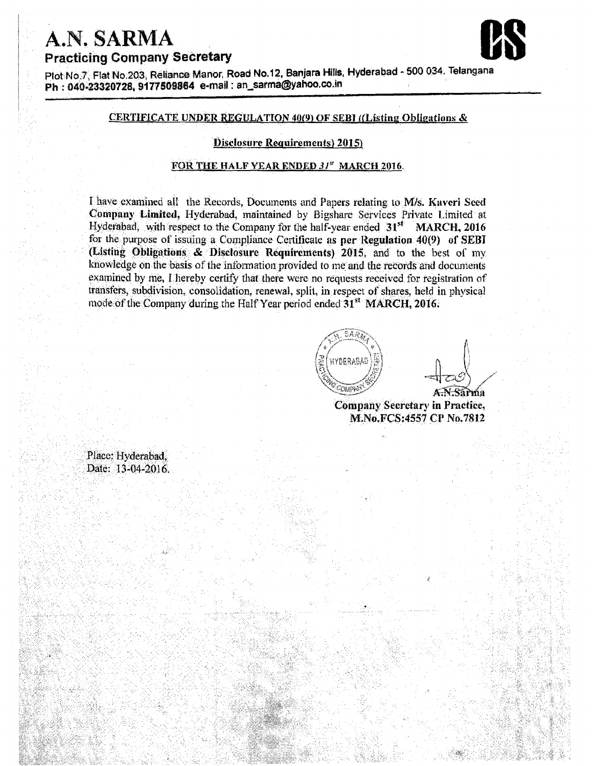# A.N. SARMA

**Practicing Company Secretary**

Plot No.7, Flat No.203, Reliance Manor, Road No.12, Banjara Hills, Hyderabad - 500 034. Telangana
**Ph : 040-23320728, 9177509864 e-mail : an_sarma@yahoo.co.in**

---

**CERTIFICATE UNDER REGULATION 40(9) OF SEBI ((Listing Obligations & Disclosure Requirements) 2015)**

**FOR THE HALF YEAR ENDED 31st MARCH 2016.**

I have examined all the Records, Documents and Papers relating to **M/s. Kaveri Seed Company Limited,** Hyderabad, maintained by Bigshare Services Private Limited at Hyderabad, with respect to the Company for the half-year ended **31st MARCH, 2016** for the purpose of issuing a Compliance Certificate as **per Regulation** 40(9) of **SEBI (Listing Obligations & Disclosure Requirements) 2015**, and to the best of my knowledge on the basis of the information provided to me and the records and documents examined by me, I hereby certify that there were no requests received for registration of transfers, subdivision, consolidation, renewal, split, in respect of shares, held in physical mode of the Company during the Half Year period ended **31st MARCH, 2016.**

A.N.Sarma
**Company Secretary in Practice,**
**M.No.FCS:4557 CP No.7812**

Place: Hyderabad,
Date: 13-04-2016.